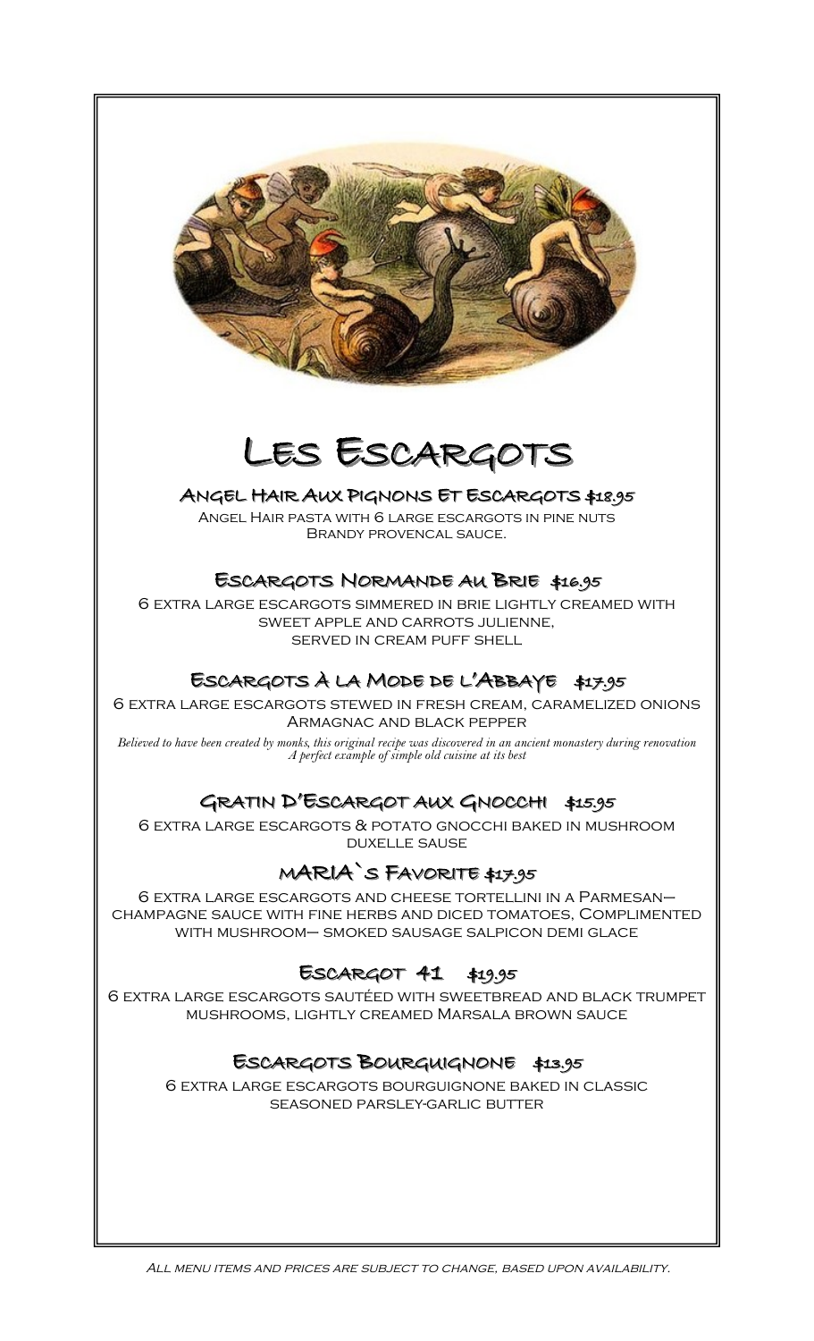# Les Escargots

### Angel Hair Aux Pignons Et Escargots $18.95

Angel Hair pasta with 6 large escargots in pine nuts
Brandy provencal sauce.

### Escargots Normande au Brie $16.95

6 extra large escargots simmered in brie lightly creamed with
sweet apple and carrots julienne,
served in cream puff shell

### Escargots à la Mode de l'Abbaye $17.95

6 extra large escargots stewed in fresh cream, caramelized onions
Armagnac and black pepper

*Believed to have been created by monks, this original recipe was discovered in an ancient monastery during renovation*
*A perfect example of simple old cuisine at its best*

### Gratin D'Escargot aux Gnocchi $15.95

6 extra large escargots & potato gnocchi baked in mushroom
duxelle sause

### MARIA`s Favorite $17.95

6 extra large escargots and cheese tortellini in a Parmesan–
champagne sauce with fine herbs and diced tomatoes, Complimented
with mushroom– smoked sausage salpicon demi glace

### Escargot 41 $19.95

6 extra large escargots sautéed with sweetbread and black trumpet
mushrooms, lightly creamed Marsala brown sauce

### Escargots Bourguignone $13.95

6 extra large escargots bourguignone baked in classic
seasoned parsley-garlic butter

*All menu items and prices are subject to change, based upon availability.*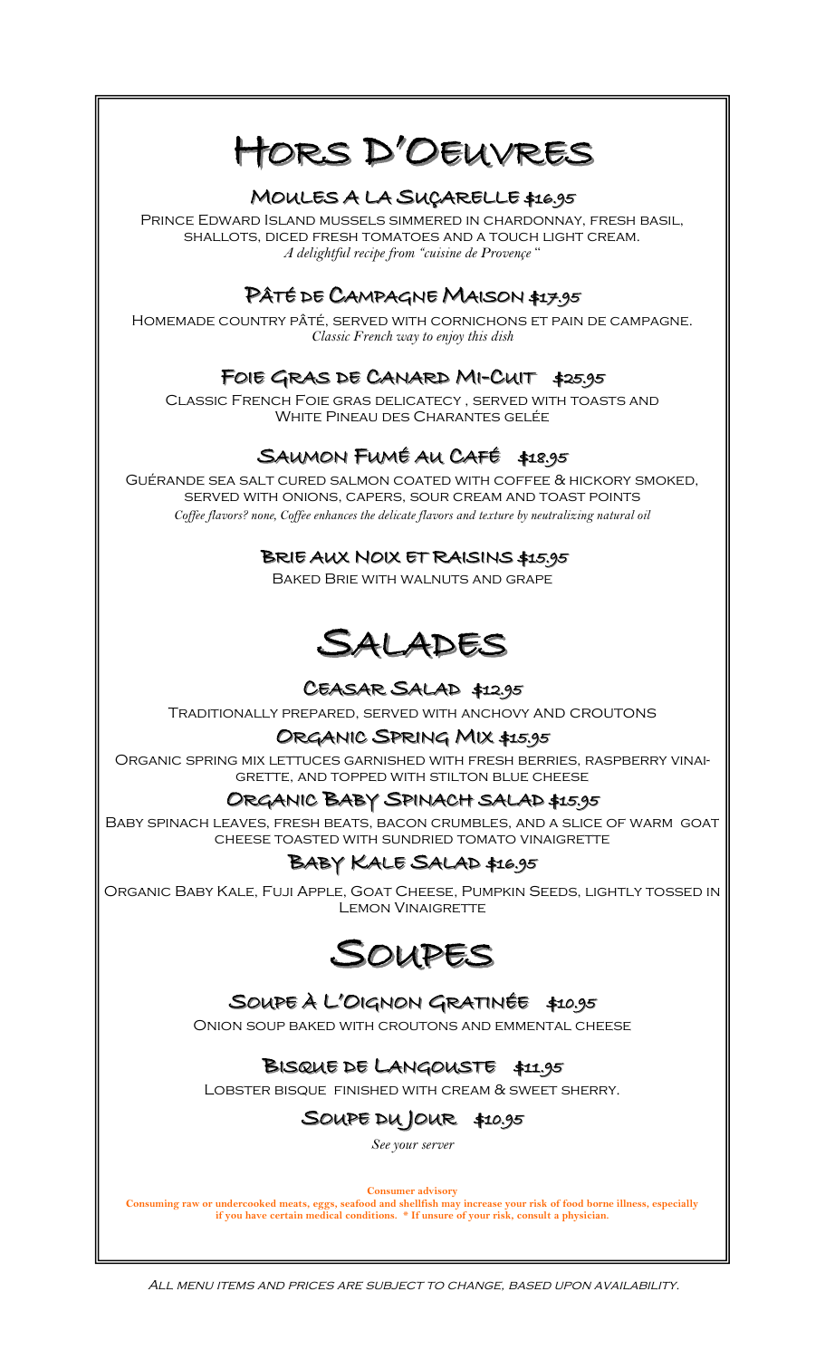# Hors D'Oeuvres

### Moules a la Suçarelle $16.95

Prince Edward Island mussels simmered in chardonnay, fresh basil, shallots, diced fresh tomatoes and a touch light cream.
*A delightful recipe from "cuisine de Provençe"*

### Pâté de Campagne Maison $17.95

Homemade country pâté, served with cornichons et pain de campagne.
*Classic French way to enjoy this dish*

### Foie Gras de Canard Mi-Cuit $25.95

Classic French Foie gras delicatecy , served with toasts and White Pineau des Charantes gelée

### Saumon Fumé au Café $18.95

Guérande sea salt cured salmon coated with coffee & hickory smoked, served with onions, capers, sour cream and toast points
*Coffee flavors? none, Coffee enhances the delicate flavors and texture by neutralizing natural oil*

### Brie aux Noix et Raisins $15.95

Baked Brie with walnuts and grape

# Salades

### Ceasar Salad $12.95

Traditionally prepared, served with anchovy and croutons

### Organic Spring Mix $15.95

Organic spring mix lettuces garnished with fresh berries, raspberry vinaigrette, and topped with stilton blue cheese

### Organic Baby Spinach salad $15.95

Baby spinach leaves, fresh beats, bacon crumbles, and a slice of warm goat cheese toasted with sundried tomato vinaigrette

### Baby Kale Salad $16.95

Organic Baby Kale, Fuji Apple, Goat Cheese, Pumpkin Seeds, lightly tossed in Lemon Vinaigrette

# Soupes

### Soupe à L'Oignon Gratinée $10.95

Onion soup baked with croutons and emmental cheese

### Bisque de Langouste $11.95

Lobster bisque finished with cream & sweet sherry.

### Soupe du Jour $10.95

*See your server*

**Consumer advisory**
**Consuming raw or undercooked meats, eggs, seafood and shellfish may increase your risk of food borne illness, especially if you have certain medical conditions. * If unsure of your risk, consult a physician.**

*All menu items and prices are subject to change, based upon availability.*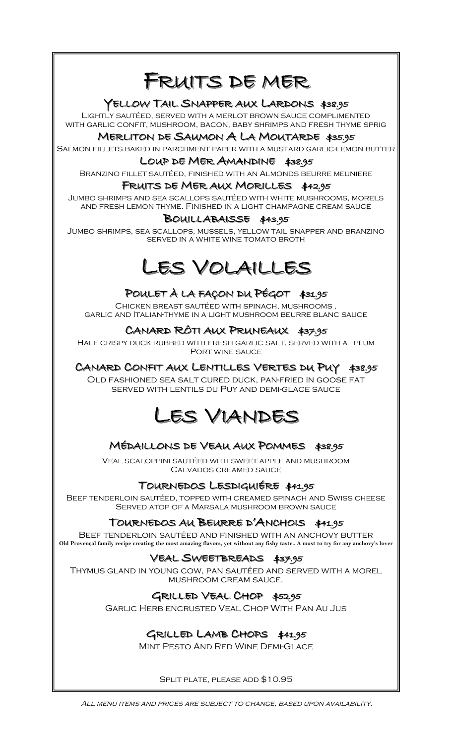# Fruits de mer

### Yellow Tail Snapper aux Lardons $38.95

Lightly sautéed, served with a merlot brown sauce complimented with garlic confit, mushroom, bacon, baby shrimps and fresh thyme sprig

### Merliton de Saumon A La Moutarde $35.95

Salmon fillets baked in parchment paper with a mustard garlic-lemon butter

### Loup de Mer Amandine $38.95

Branzino fillet sautéed, finished with an Almonds beurre meuniere

### Fruits de Mer aux Morilles $42.95

Jumbo shrimps and sea scallops sautéed with white mushrooms, morels and fresh lemon thyme. Finished in a light champagne cream sauce

### Bouillabaisse $43.95

Jumbo shrimps, sea scallops, mussels, yellow tail snapper and branzino served in a white wine tomato broth

# Les Volailles

### Poulet à la façon du Pégot $31.95

Chicken breast sautéed with spinach, mushrooms , garlic and Italian-thyme in a light mushroom beurre blanc sauce

### Canard Rôti aux Pruneaux $37.95

Half crispy duck rubbed with fresh garlic salt, served with a plum Port wine sauce

### Canard Confit aux Lentilles Vertes du Puy $38.95

Old fashioned sea salt cured duck, pan-fried in goose fat served with lentils du Puy and demi-glace sauce

# Les Viandes

### Médaillons de Veau aux Pommes $38.95

Veal scaloppini sautéed with sweet apple and mushroom Calvados creamed sauce

### Tournedos Lesdiguiére $41.95

Beef tenderloin sautéed, topped with creamed spinach and Swiss cheese Served atop of a Marsala mushroom brown sauce

### Tournedos au Beurre d'Anchois $41.95

Beef tenderloin sautéed and finished with an anchovy butter

**Old Provençal family recipe creating the most amazing flavors, yet without any fishy taste.. A must to try for any anchovy's lover**

### Veal Sweetbreads $37.95

Thymus gland in young cow, pan sautéed and served with a morel mushroom cream sauce.

### Grilled Veal Chop $52.95

Garlic Herb Encrusted Veal Chop With Pan Au Jus

### Grilled Lamb Chops $41.95

Mint Pesto And Red Wine Demi-Glace

Split plate, please add $10.95

*All menu items and prices are subject to change, based upon availability.*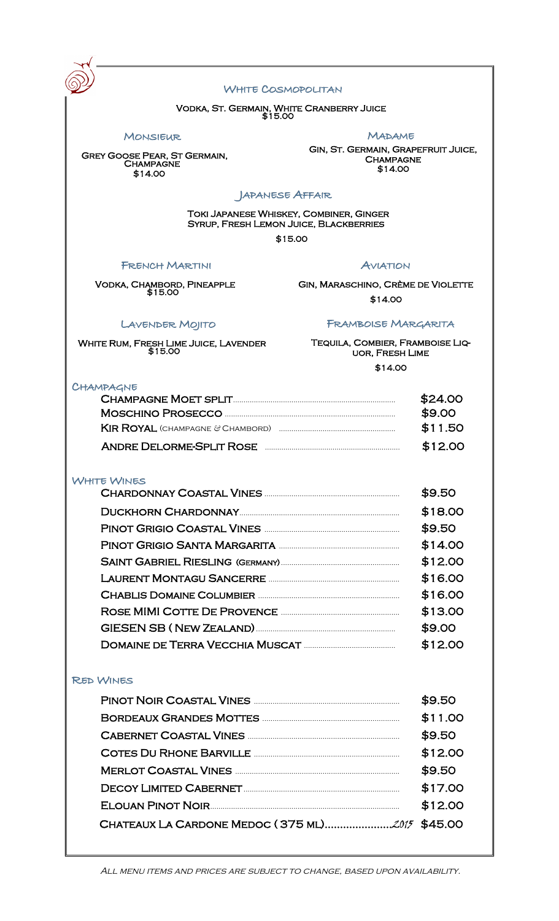### White Cosmopolitan

Vodka, St. Germain, White Cranberry Juice
$15.00

### Monsieur

Grey Goose Pear, St Germain, Champagne
$14.00

### Madame

Gin, St. Germain, Grapefruit Juice, Champagne
$14.00

### Japanese Affair

Toki Japanese Whiskey, Combiner, Ginger Syrup, Fresh Lemon Juice, Blackberries

$15.00

### French Martini

Vodka, Chambord, Pineapple
$15.00

### Aviation

Gin, Maraschino, Crème de Violette

$14.00

### Lavender Mojito

White Rum, Fresh Lime Juice, Lavender
$15.00

### Framboise Margarita

Tequila, Combier, Framboise Liquor, Fresh Lime

$14.00

## Champagne

| | |
|---|---|
| Champagne Moet split | $24.00 |
| Moschino Prosecco | $9.00 |
| Kir Royal (champagne & Chambord) | $11.50 |
| Andre Delorme-Split Rose | $12.00 |

## White Wines

| | |
|---|---|
| Chardonnay Coastal Vines | $9.50 |
| Duckhorn Chardonnay | $18.00 |
| Pinot Grigio Coastal Vines | $9.50 |
| Pinot Grigio Santa Margarita | $14.00 |
| Saint Gabriel Riesling (Germany) | $12.00 |
| Laurent Montagu Sancerre | $16.00 |
| Chablis Domaine Columbier | $16.00 |
| Rose MIMI Cotte De Provence | $13.00 |
| GIESEN SB ( New Zealand) | $9.00 |
| Domaine de Terra Vecchia Muscat | $12.00 |

## Red Wines

| | |
|---|---|
| Pinot Noir Coastal Vines | $9.50 |
| Bordeaux Grandes Mottes | $11.00 |
| Cabernet Coastal Vines | $9.50 |
| Cotes Du Rhone Barville | $12.00 |
| Merlot Coastal Vines | $9.50 |
| Decoy Limited Cabernet | $17.00 |
| Elouan Pinot Noir | $12.00 |
| Chateaux La Cardone Medoc ( 375 ml)......2015 | $45.00 |

*All menu items and prices are subject to change, based upon availability.*